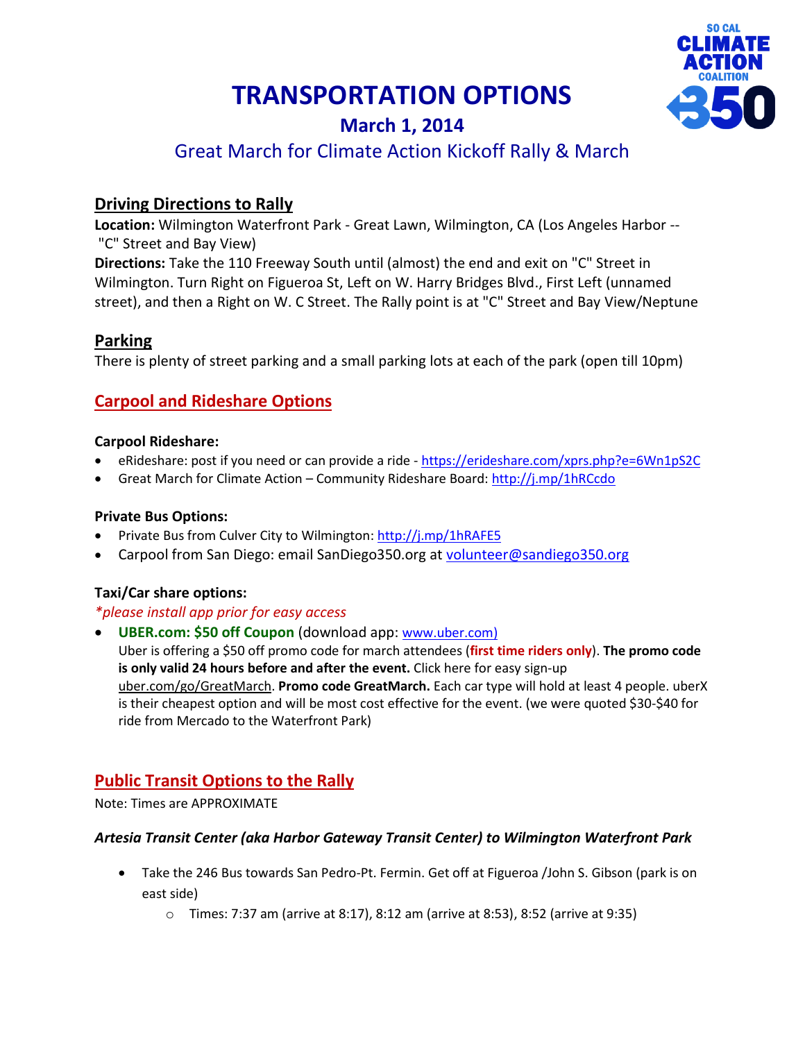# TRANSPORTATION OPTIONS

### March 1, 2014

### Great March for Climate Action Kickoff Rally & March

## Driving Directions to Rally

**Location:** Wilmington Waterfront Park - Great Lawn, Wilmington, CA (Los Angeles Harbor -- "C" Street and Bay View)

**Directions:** Take the 110 Freeway South until (almost) the end and exit on "C" Street in Wilmington. Turn Right on Figueroa St, Left on W. Harry Bridges Blvd., First Left (unnamed street), and then a Right on W. C Street. The Rally point is at "C" Street and Bay View/Neptune

## Parking

There is plenty of street parking and a small parking lots at each of the park (open till 10pm)

## Carpool and Rideshare Options

### Carpool Rideshare:

- eRideshare: post if you need or can provide a ride - https://erideshare.com/xprs.php?e=6Wn1pS2C
- Great March for Climate Action – Community Rideshare Board: http://j.mp/1hRCcdo

### Private Bus Options:

- Private Bus from Culver City to Wilmington: http://j.mp/1hRAFE5
- Carpool from San Diego: email SanDiego350.org at volunteer@sandiego350.org

### Taxi/Car share options:

*\*please install app prior for easy access*

- **UBER.com: $50 off Coupon** (download app: www.uber.com)
  Uber is offering a $50 off promo code for march attendees (**first time riders only**). **The promo code is only valid 24 hours before and after the event.** Click here for easy sign-up uber.com/go/GreatMarch. **Promo code GreatMarch.** Each car type will hold at least 4 people. uberX is their cheapest option and will be most cost effective for the event. (we were quoted $30-$40 for ride from Mercado to the Waterfront Park)

## Public Transit Options to the Rally

Note: Times are APPROXIMATE

### *Artesia Transit Center (aka Harbor Gateway Transit Center) to Wilmington Waterfront Park*

- Take the 246 Bus towards San Pedro-Pt. Fermin. Get off at Figueroa /John S. Gibson (park is on east side)
  - Times: 7:37 am (arrive at 8:17), 8:12 am (arrive at 8:53), 8:52 (arrive at 9:35)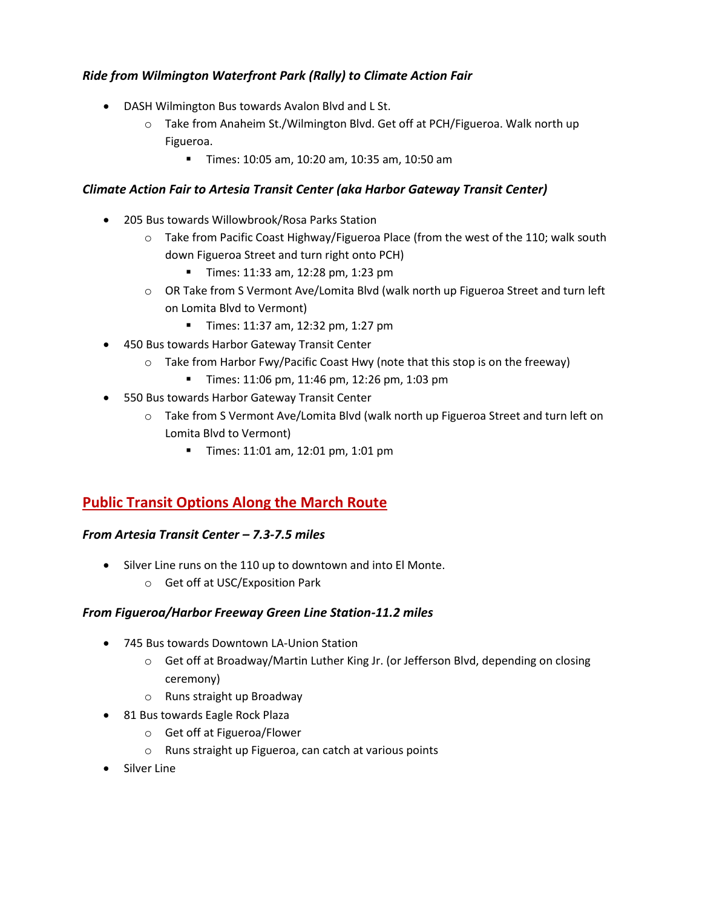### *Ride from Wilmington Waterfront Park (Rally) to Climate Action Fair*

- DASH Wilmington Bus towards Avalon Blvd and L St.
  - Take from Anaheim St./Wilmington Blvd. Get off at PCH/Figueroa. Walk north up Figueroa.
    - Times: 10:05 am, 10:20 am, 10:35 am, 10:50 am

### *Climate Action Fair to Artesia Transit Center (aka Harbor Gateway Transit Center)*

- 205 Bus towards Willowbrook/Rosa Parks Station
  - Take from Pacific Coast Highway/Figueroa Place (from the west of the 110; walk south down Figueroa Street and turn right onto PCH)
    - Times: 11:33 am, 12:28 pm, 1:23 pm
  - OR Take from S Vermont Ave/Lomita Blvd (walk north up Figueroa Street and turn left on Lomita Blvd to Vermont)
    - Times: 11:37 am, 12:32 pm, 1:27 pm
- 450 Bus towards Harbor Gateway Transit Center
  - Take from Harbor Fwy/Pacific Coast Hwy (note that this stop is on the freeway)
    - Times: 11:06 pm, 11:46 pm, 12:26 pm, 1:03 pm
- 550 Bus towards Harbor Gateway Transit Center
  - Take from S Vermont Ave/Lomita Blvd (walk north up Figueroa Street and turn left on Lomita Blvd to Vermont)
    - Times: 11:01 am, 12:01 pm, 1:01 pm

## Public Transit Options Along the March Route

### *From Artesia Transit Center – 7.3-7.5 miles*

- Silver Line runs on the 110 up to downtown and into El Monte.
  - Get off at USC/Exposition Park

### *From Figueroa/Harbor Freeway Green Line Station-11.2 miles*

- 745 Bus towards Downtown LA-Union Station
  - Get off at Broadway/Martin Luther King Jr. (or Jefferson Blvd, depending on closing ceremony)
  - Runs straight up Broadway
- 81 Bus towards Eagle Rock Plaza
  - Get off at Figueroa/Flower
  - Runs straight up Figueroa, can catch at various points
- Silver Line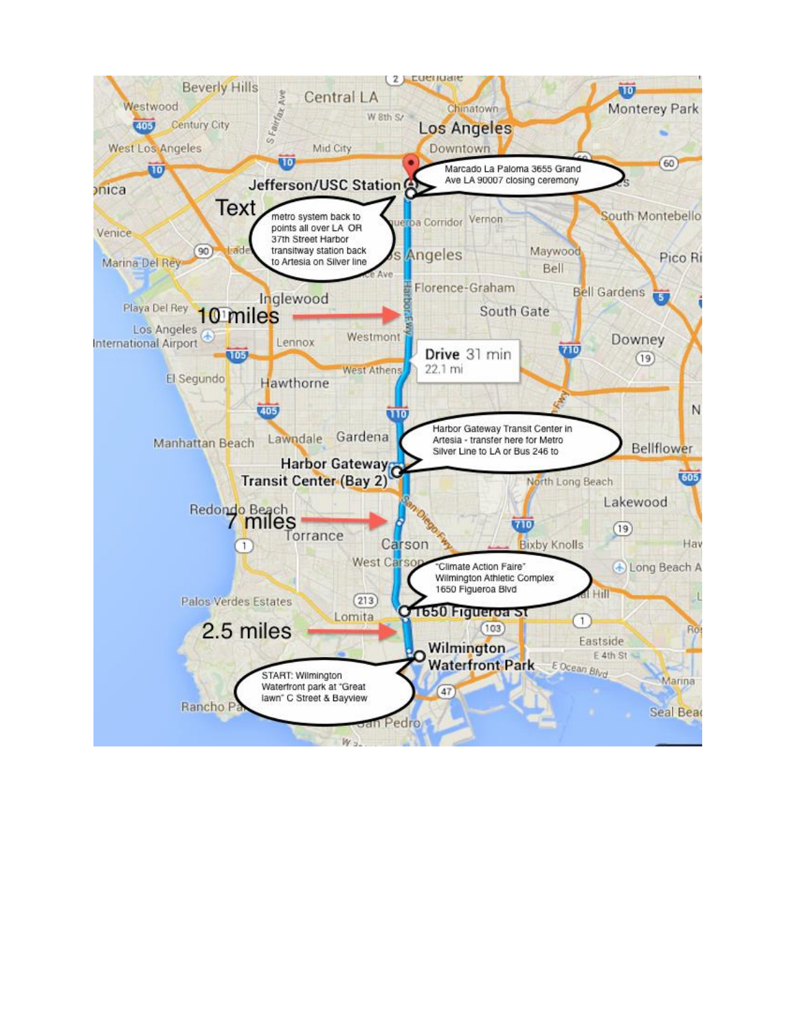Marcado La Paloma 3655 Grand Ave LA 90007 closing ceremony

Jefferson/USC Station

Text

metro system back to points all over LA OR 37th Street Harbor transitway station back to Artesia on Silver line

10 miles

Drive 31 min
22.1 mi

Harbor Gateway Transit Center in Artesia - transfer here for Metro Silver Line to LA or Bus 246 to

Harbor Gateway Transit Center (Bay 2)

7 miles

"Climate Action Faire"
Wilmington Athletic Complex
1650 Figueroa Blvd

1650 Figueroa St

2.5 miles

Wilmington Waterfront Park

START: Wilmington Waterfront park at "Great lawn" C Street & Bayview